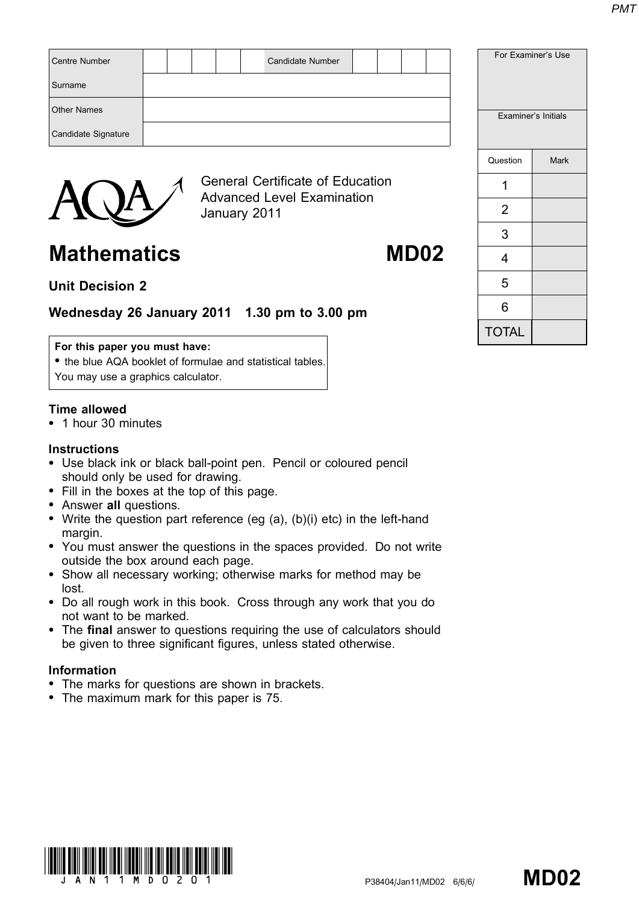| Centre Number | | | | | | Candidate Number | | | | |
|---|---|---|---|---|---|---|---|---|---|---|
| Surname | | | | | | | | | | |
| Other Names | | | | | | | | | | |
| Candidate Signature | | | | | | | | | | |

| For Examiner's Use | |
|---|---|
| Examiner's Initials | |
| Question | Mark |
| 1 | |
| 2 | |
| 3 | |
| 4 | |
| 5 | |
| 6 | |
| TOTAL | |

AQA

General Certificate of Education
Advanced Level Examination
January 2011

# Mathematics MD02

## Unit Decision 2

### Wednesday 26 January 2011 1.30 pm to 3.00 pm

**For this paper you must have:**
- the blue AQA booklet of formulae and statistical tables.

You may use a graphics calculator.

**Time allowed**
- 1 hour 30 minutes

**Instructions**
- Use black ink or black ball-point pen. Pencil or coloured pencil should only be used for drawing.
- Fill in the boxes at the top of this page.
- Answer **all** questions.
- Write the question part reference (eg (a), (b)(i) etc) in the left-hand margin.
- You must answer the questions in the spaces provided. Do not write outside the box around each page.
- Show all necessary working; otherwise marks for method may be lost.
- Do all rough work in this book. Cross through any work that you do not want to be marked.
- The **final** answer to questions requiring the use of calculators should be given to three significant figures, unless stated otherwise.

**Information**
- The marks for questions are shown in brackets.
- The maximum mark for this paper is 75.

JAN11MD0201

P38404/Jan11/MD02 6/6/6/ **MD02**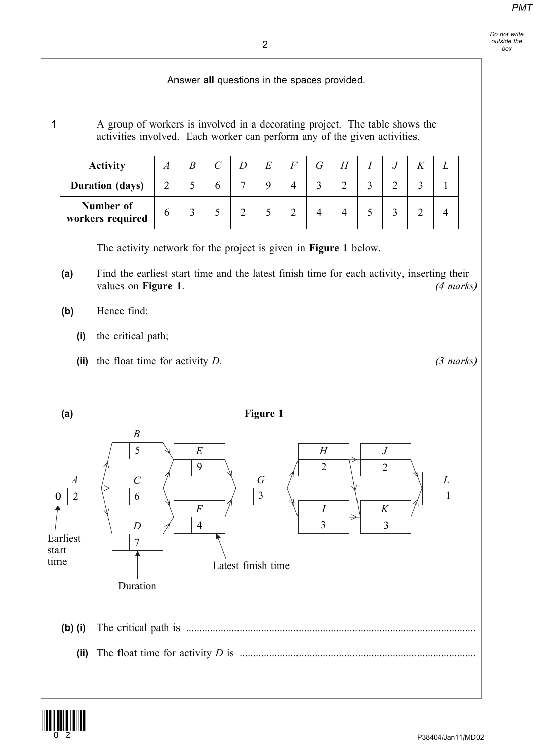Answer **all** questions in the spaces provided.

**1** A group of workers is involved in a decorating project. The table shows the activities involved. Each worker can perform any of the given activities.

| **Activity** | $A$ | $B$ | $C$ | $D$ | $E$ | $F$ | $G$ | $H$ | $I$ | $J$ | $K$ | $L$ |
|---|---|---|---|---|---|---|---|---|---|---|---|---|
| **Duration (days)** | 2 | 5 | 6 | 7 | 9 | 4 | 3 | 2 | 3 | 2 | 3 | 1 |
| **Number of workers required** | 6 | 3 | 5 | 2 | 5 | 2 | 4 | 4 | 5 | 3 | 2 | 4 |

The activity network for the project is given in **Figure 1** below.

**(a)** Find the earliest start time and the latest finish time for each activity, inserting their values on **Figure 1**. *(4 marks)*

**(b)** Hence find:

**(i)** the critical path;

**(ii)** the float time for activity $D$. *(3 marks)*

**(a)** **Figure 1**

| Activity | Earliest start time | Duration | Latest finish time |
|---|---|---|---|
| $A$ | 0 | 2 | |
| $B$ | | 5 | |
| $C$ | | 6 | |
| $D$ | | 7 | |
| $E$ | | 9 | |
| $F$ | | 4 | |
| $G$ | | 3 | |
| $H$ | | 2 | |
| $I$ | | 3 | |
| $J$ | | 2 | |
| $K$ | | 3 | |
| $L$ | | 1 | |

Earliest start time

Duration

Latest finish time

**(b) (i)** The critical path is ..........................................................................................................

**(ii)** The float time for activity $D$ is .......................................................................................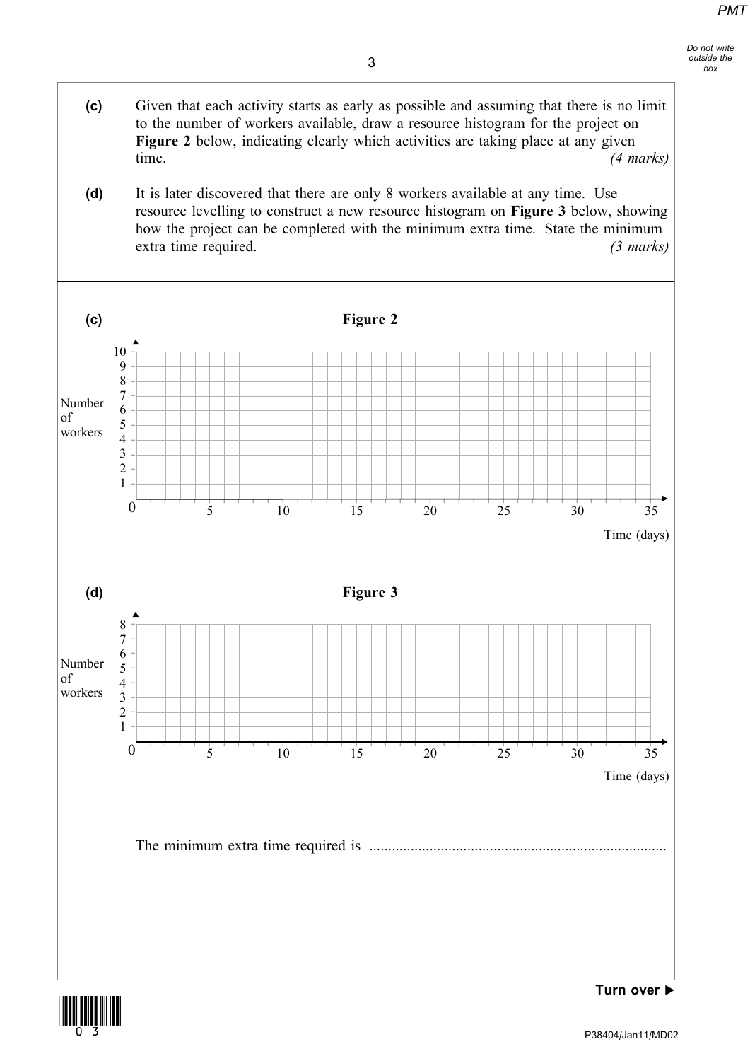**(c)** Given that each activity starts as early as possible and assuming that there is no limit to the number of workers available, draw a resource histogram for the project on **Figure 2** below, indicating clearly which activities are taking place at any given time. *(4 marks)*

**(d)** It is later discovered that there are only 8 workers available at any time. Use resource levelling to construct a new resource histogram on **Figure 3** below, showing how the project can be completed with the minimum extra time. State the minimum extra time required. *(3 marks)*

---

**(c)**

**Figure 2**

Number of workers (0 to 10) against Time (days) (0 to 35)

**(d)**

**Figure 3**

Number of workers (0 to 8) against Time (days) (0 to 35)

The minimum extra time required is ..............................................................................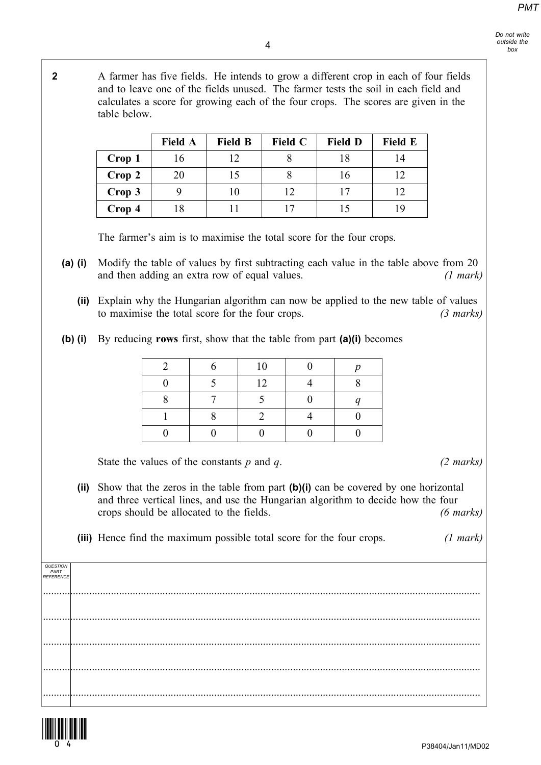**2** A farmer has five fields. He intends to grow a different crop in each of four fields and to leave one of the fields unused. The farmer tests the soil in each field and calculates a score for growing each of the four crops. The scores are given in the table below.

| | Field A | Field B | Field C | Field D | Field E |
|---|---|---|---|---|---|
| **Crop 1** | 16 | 12 | 8 | 18 | 14 |
| **Crop 2** | 20 | 15 | 8 | 16 | 12 |
| **Crop 3** | 9 | 10 | 12 | 17 | 12 |
| **Crop 4** | 18 | 11 | 17 | 15 | 19 |

The farmer's aim is to maximise the total score for the four crops.

**(a) (i)** Modify the table of values by first subtracting each value in the table above from 20 and then adding an extra row of equal values. *(1 mark)*

**(ii)** Explain why the Hungarian algorithm can now be applied to the new table of values to maximise the total score for the four crops. *(3 marks)*

**(b) (i)** By reducing **rows** first, show that the table from part **(a)(i)** becomes

| | | | | |
|---|---|---|---|---|
| 2 | 6 | 10 | 0 | $p$ |
| 0 | 5 | 12 | 4 | 8 |
| 8 | 7 | 5 | 0 | $q$ |
| 1 | 8 | 2 | 4 | 0 |
| 0 | 0 | 0 | 0 | 0 |

State the values of the constants $p$ and $q$. *(2 marks)*

**(ii)** Show that the zeros in the table from part **(b)(i)** can be covered by one horizontal and three vertical lines, and use the Hungarian algorithm to decide how the four crops should be allocated to the fields. *(6 marks)*

**(iii)** Hence find the maximum possible total score for the four crops. *(1 mark)*

QUESTION PART REFERENCE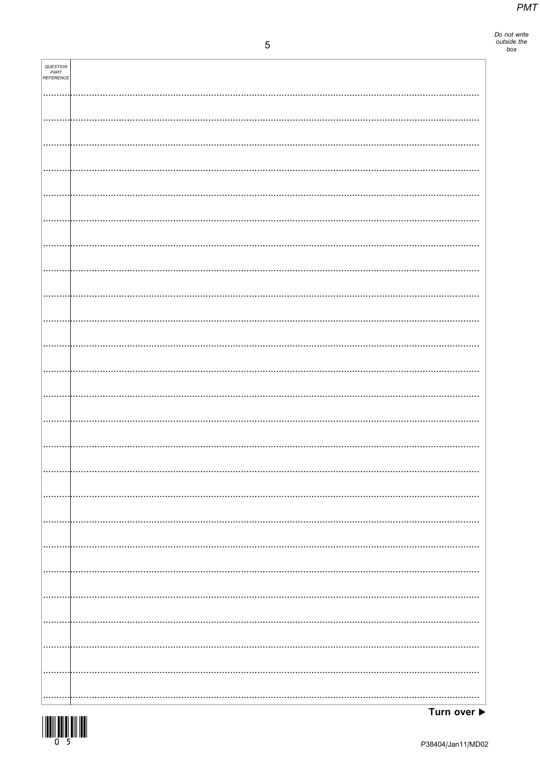QUESTION PART REFERENCE

Turn over ▶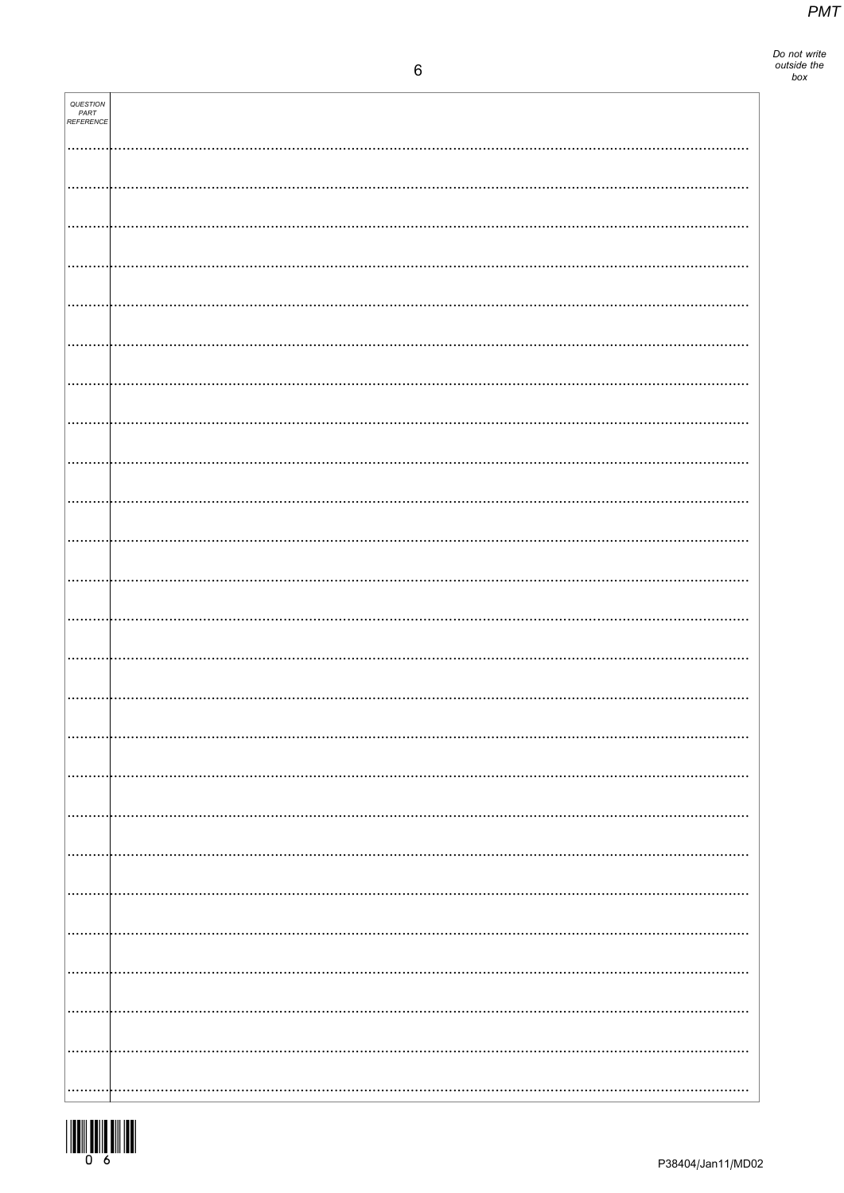| QUESTION PART REFERENCE | |
|---|---|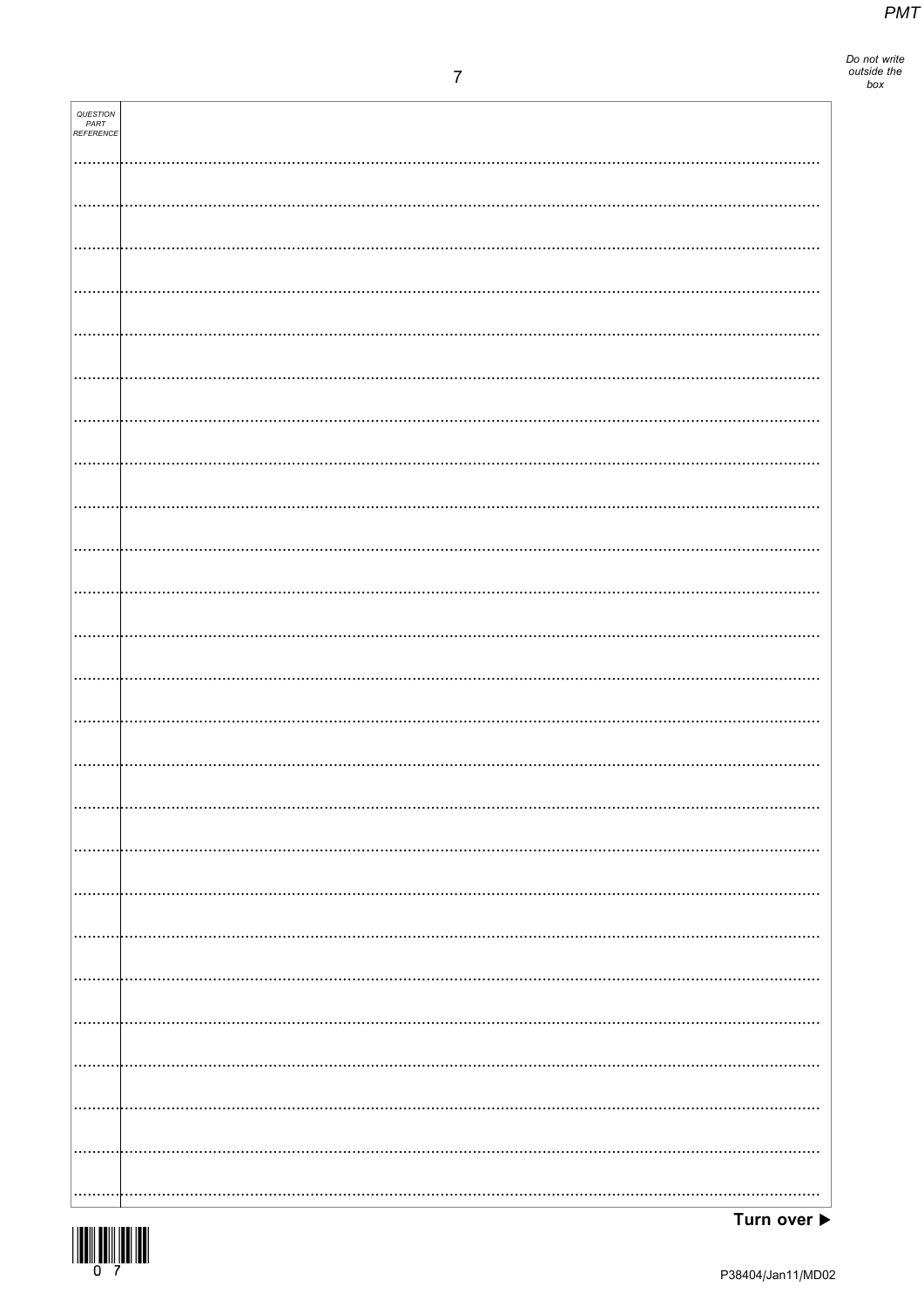QUESTION PART REFERENCE

Turn over ▶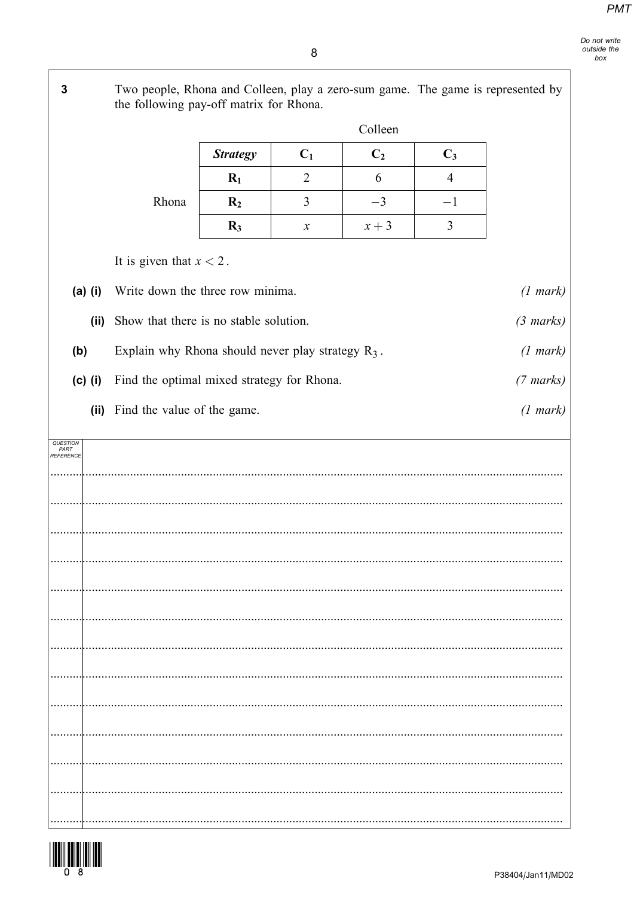**3** Two people, Rhona and Colleen, play a zero-sum game. The game is represented by the following pay-off matrix for Rhona.

| | | Colleen | | |
|---|---|---|---|---|
| | ***Strategy*** | $C_1$ | $C_2$ | $C_3$ |
| | $R_1$ | 2 | 6 | 4 |
| Rhona | $R_2$ | 3 | $-3$ | $-1$ |
| | $R_3$ | $x$ | $x + 3$ | 3 |

It is given that $x < 2$.

**(a) (i)** Write down the three row minima. *(1 mark)*

**(ii)** Show that there is no stable solution. *(3 marks)*

**(b)** Explain why Rhona should never play strategy $R_3$. *(1 mark)*

**(c) (i)** Find the optimal mixed strategy for Rhona. *(7 marks)*

**(ii)** Find the value of the game. *(1 mark)*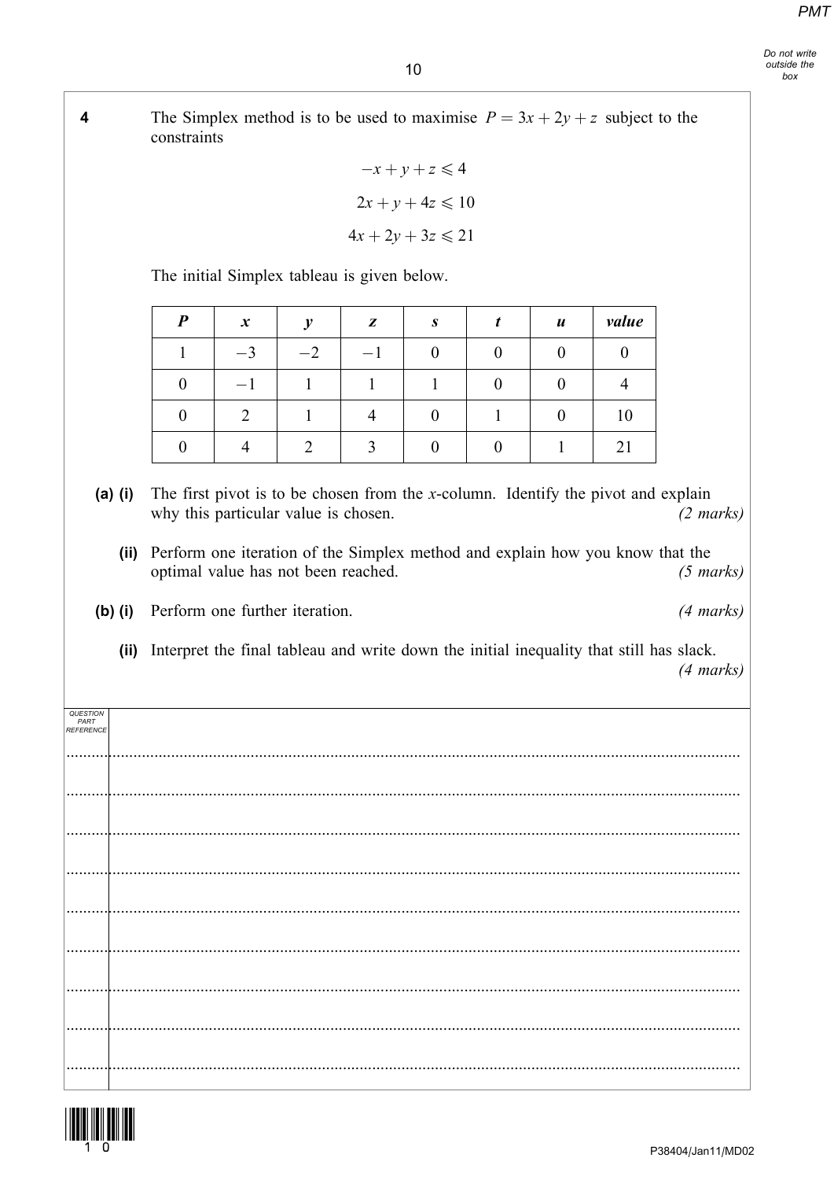**4** The Simplex method is to be used to maximise $P = 3x + 2y + z$ subject to the constraints

$$-x + y + z \leqslant 4$$

$$2x + y + 4z \leqslant 10$$

$$4x + 2y + 3z \leqslant 21$$

The initial Simplex tableau is given below.

| *P* | *x* | *y* | *z* | *s* | *t* | *u* | *value* |
|---|---|---|---|---|---|---|---|
| 1 | $-3$ | $-2$ | $-1$ | 0 | 0 | 0 | 0 |
| 0 | $-1$ | 1 | 1 | 1 | 0 | 0 | 4 |
| 0 | 2 | 1 | 4 | 0 | 1 | 0 | 10 |
| 0 | 4 | 2 | 3 | 0 | 0 | 1 | 21 |

**(a) (i)** The first pivot is to be chosen from the $x$-column. Identify the pivot and explain why this particular value is chosen. *(2 marks)*

**(ii)** Perform one iteration of the Simplex method and explain how you know that the optimal value has not been reached. *(5 marks)*

**(b) (i)** Perform one further iteration. *(4 marks)*

**(ii)** Interpret the final tableau and write down the initial inequality that still has slack. *(4 marks)*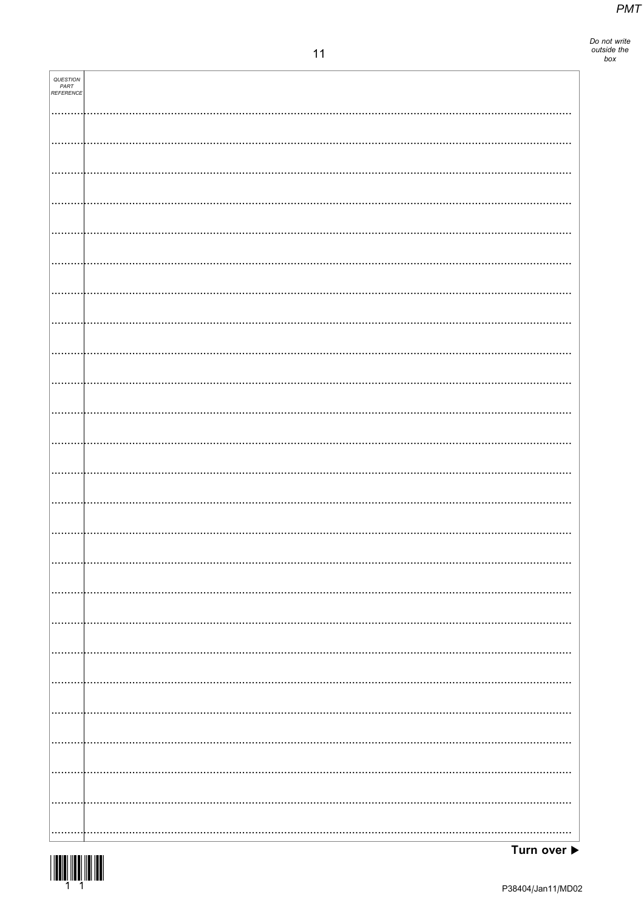QUESTION PART REFERENCE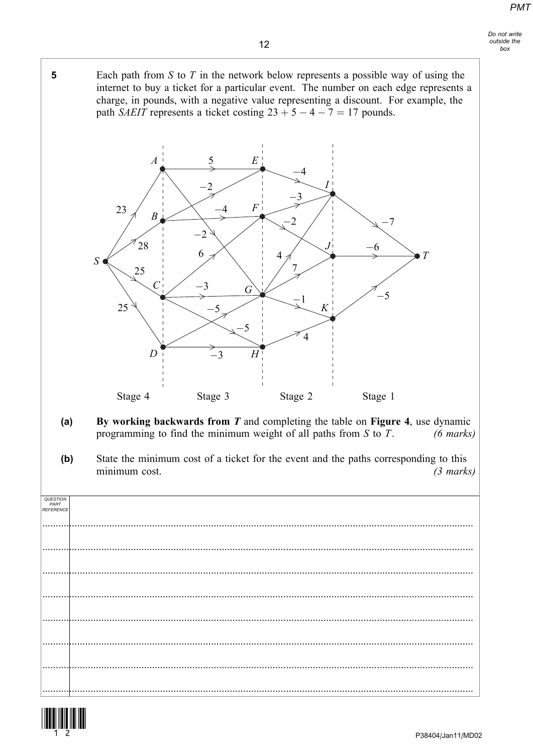**5** Each path from $S$ to $T$ in the network below represents a possible way of using the internet to buy a ticket for a particular event. The number on each edge represents a charge, in pounds, with a negative value representing a discount. For example, the path *SAEIT* represents a ticket costing $23 + 5 - 4 - 7 = 17$ pounds.

Stage 4 | Stage 3 | Stage 2 | Stage 1

**(a)** **By working backwards from $T$** and completing the table on **Figure 4**, use dynamic programming to find the minimum weight of all paths from $S$ to $T$. *(6 marks)*

**(b)** State the minimum cost of a ticket for the event and the paths corresponding to this minimum cost. *(3 marks)*

| QUESTION PART REFERENCE | |
|---|---|
| | |
| | |
| | |
| | |
| | |
| | |
| | |
| | |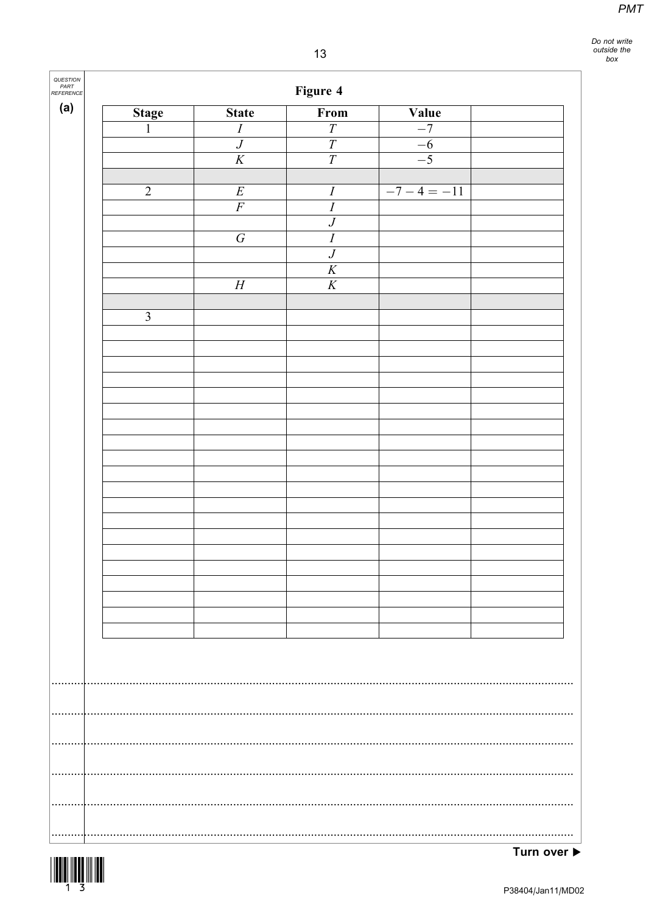(a)

**Figure 4**

| Stage | State | From | Value | |
|---|---|---|---|---|
| 1 | $I$ | $T$ | $-7$ | |
| | $J$ | $T$ | $-6$ | |
| | $K$ | $T$ | $-5$ | |
| | | | | |
| 2 | $E$ | $I$ | $-7-4=-11$ | |
| | $F$ | $I$ | | |
| | | $J$ | | |
| | $G$ | $I$ | | |
| | | $J$ | | |
| | | $K$ | | |
| | $H$ | $K$ | | |
| | | | | |
| 3 | | | | |
| | | | | |
| | | | | |
| | | | | |
| | | | | |
| | | | | |
| | | | | |
| | | | | |
| | | | | |
| | | | | |
| | | | | |
| | | | | |
| | | | | |
| | | | | |
| | | | | |
| | | | | |
| | | | | |
| | | | | |
| | | | | |
| | | | | |
| | | | | |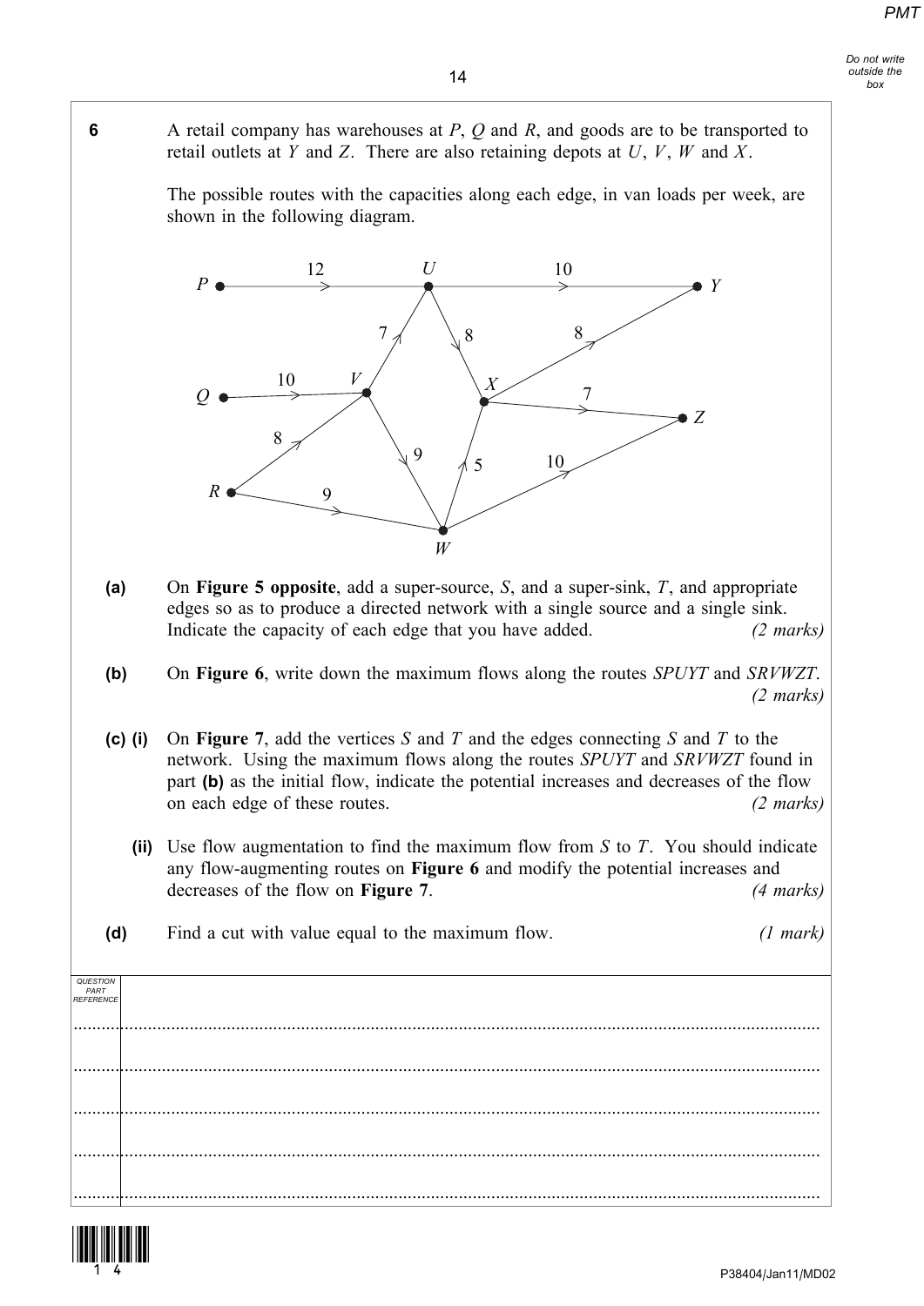**6** A retail company has warehouses at $P$, $Q$ and $R$, and goods are to be transported to retail outlets at $Y$ and $Z$. There are also retaining depots at $U$, $V$, $W$ and $X$.

The possible routes with the capacities along each edge, in van loads per week, are shown in the following diagram.

**(a)** On **Figure 5 opposite**, add a super-source, $S$, and a super-sink, $T$, and appropriate edges so as to produce a directed network with a single source and a single sink. Indicate the capacity of each edge that you have added. *(2 marks)*

**(b)** On **Figure 6**, write down the maximum flows along the routes $SPUYT$ and $SRVWZT$. *(2 marks)*

**(c) (i)** On **Figure 7**, add the vertices $S$ and $T$ and the edges connecting $S$ and $T$ to the network. Using the maximum flows along the routes $SPUYT$ and $SRVWZT$ found in part **(b)** as the initial flow, indicate the potential increases and decreases of the flow on each edge of these routes. *(2 marks)*

**(ii)** Use flow augmentation to find the maximum flow from $S$ to $T$. You should indicate any flow-augmenting routes on **Figure 6** and modify the potential increases and decreases of the flow on **Figure 7**. *(4 marks)*

**(d)** Find a cut with value equal to the maximum flow. *(1 mark)*

| QUESTION PART REFERENCE | |
|---|---|
| | |
| | |
| | |
| | |
| | |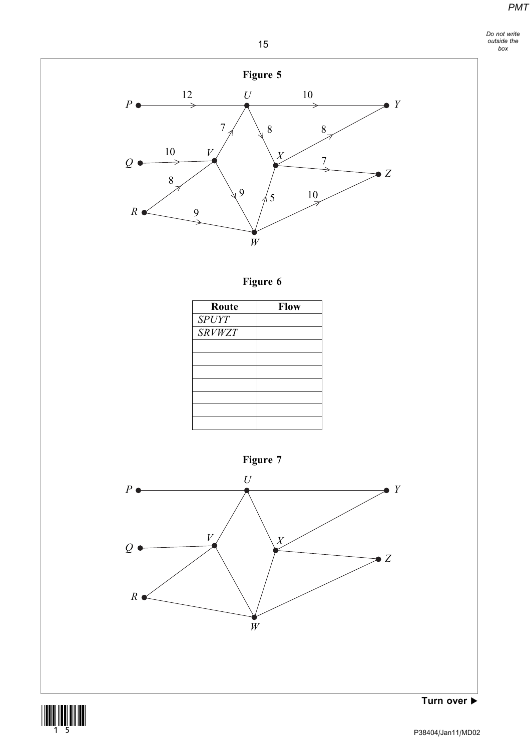**Figure 5**

**Figure 6**

| Route | Flow |
|---|---|
| *SPUYT* | |
| *SRVWZT* | |
| | |
| | |
| | |
| | |
| | |
| | |
| | |

**Figure 7**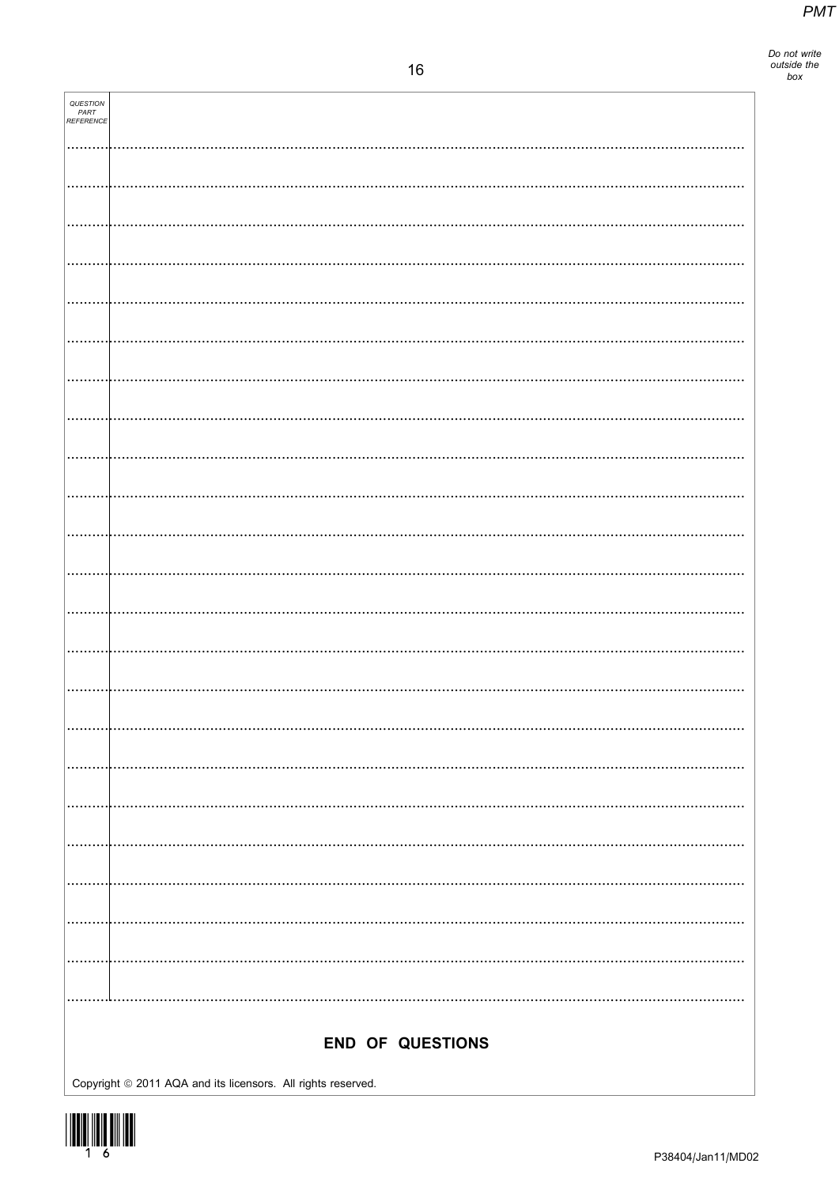QUESTION PART REFERENCE

**END OF QUESTIONS**

Copyright © 2011 AQA and its licensors. All rights reserved.